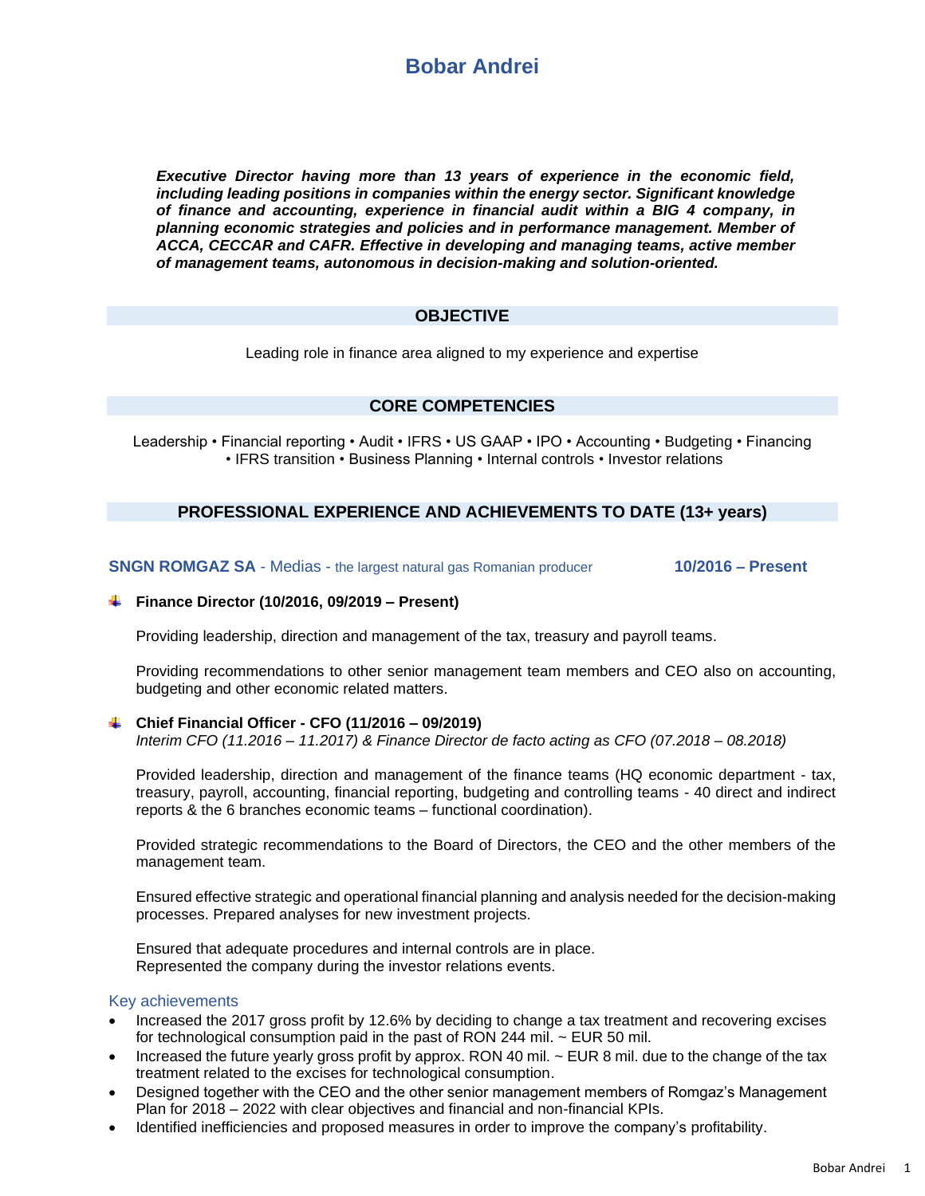# Bobar Andrei

***Executive Director having more than 13 years of experience in the economic field, including leading positions in companies within the energy sector. Significant knowledge of finance and accounting, experience in financial audit within a BIG 4 company, in planning economic strategies and policies and in performance management. Member of ACCA, CECCAR and CAFR. Effective in developing and managing teams, active member of management teams, autonomous in decision-making and solution-oriented.***

## OBJECTIVE

Leading role in finance area aligned to my experience and expertise

## CORE COMPETENCIES

Leadership • Financial reporting • Audit • IFRS • US GAAP • IPO • Accounting • Budgeting • Financing • IFRS transition • Business Planning • Internal controls • Investor relations

## PROFESSIONAL EXPERIENCE AND ACHIEVEMENTS TO DATE (13+ years)

### SNGN ROMGAZ SA - Medias - the largest natural gas Romanian producer — 10/2016 – Present

**Finance Director (10/2016, 09/2019 – Present)**

Providing leadership, direction and management of the tax, treasury and payroll teams.

Providing recommendations to other senior management team members and CEO also on accounting, budgeting and other economic related matters.

**Chief Financial Officer - CFO (11/2016 – 09/2019)**
*Interim CFO (11.2016 – 11.2017) & Finance Director de facto acting as CFO (07.2018 – 08.2018)*

Provided leadership, direction and management of the finance teams (HQ economic department - tax, treasury, payroll, accounting, financial reporting, budgeting and controlling teams - 40 direct and indirect reports & the 6 branches economic teams – functional coordination).

Provided strategic recommendations to the Board of Directors, the CEO and the other members of the management team.

Ensured effective strategic and operational financial planning and analysis needed for the decision-making processes. Prepared analyses for new investment projects.

Ensured that adequate procedures and internal controls are in place.
Represented the company during the investor relations events.

Key achievements

- Increased the 2017 gross profit by 12.6% by deciding to change a tax treatment and recovering excises for technological consumption paid in the past of RON 244 mil. ~ EUR 50 mil.
- Increased the future yearly gross profit by approx. RON 40 mil. ~ EUR 8 mil. due to the change of the tax treatment related to the excises for technological consumption.
- Designed together with the CEO and the other senior management members of Romgaz's Management Plan for 2018 – 2022 with clear objectives and financial and non-financial KPIs.
- Identified inefficiencies and proposed measures in order to improve the company's profitability.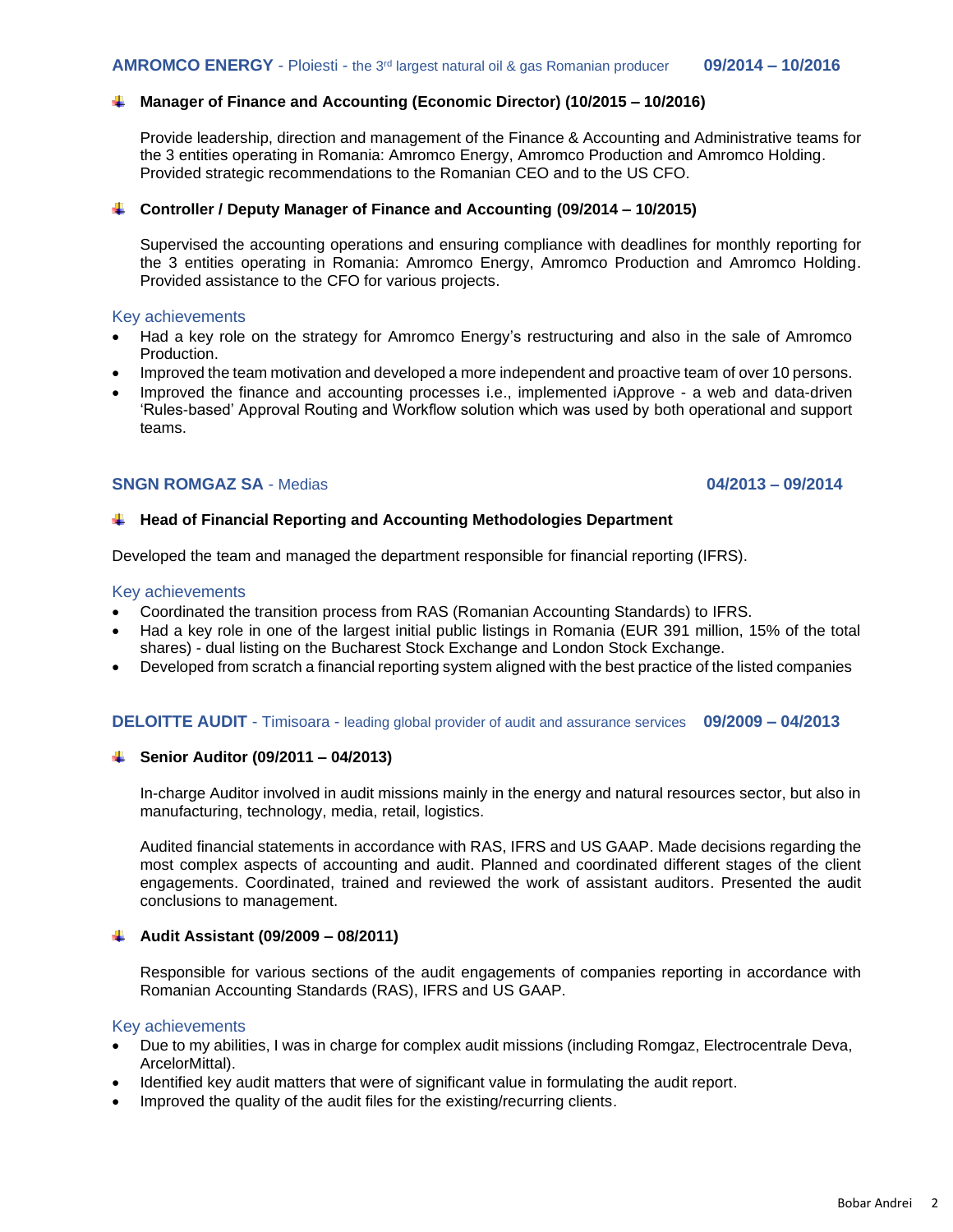**AMROMCO ENERGY** - Ploiesti - the 3rd largest natural oil & gas Romanian producer **09/2014 – 10/2016**

**Manager of Finance and Accounting (Economic Director) (10/2015 – 10/2016)**

Provide leadership, direction and management of the Finance & Accounting and Administrative teams for the 3 entities operating in Romania: Amromco Energy, Amromco Production and Amromco Holding. Provided strategic recommendations to the Romanian CEO and to the US CFO.

**Controller / Deputy Manager of Finance and Accounting (09/2014 – 10/2015)**

Supervised the accounting operations and ensuring compliance with deadlines for monthly reporting for the 3 entities operating in Romania: Amromco Energy, Amromco Production and Amromco Holding. Provided assistance to the CFO for various projects.

Key achievements

- Had a key role on the strategy for Amromco Energy's restructuring and also in the sale of Amromco Production.
- Improved the team motivation and developed a more independent and proactive team of over 10 persons.
- Improved the finance and accounting processes i.e., implemented iApprove - a web and data-driven 'Rules-based' Approval Routing and Workflow solution which was used by both operational and support teams.

**SNGN ROMGAZ SA** - Medias **04/2013 – 09/2014**

**Head of Financial Reporting and Accounting Methodologies Department**

Developed the team and managed the department responsible for financial reporting (IFRS).

Key achievements

- Coordinated the transition process from RAS (Romanian Accounting Standards) to IFRS.
- Had a key role in one of the largest initial public listings in Romania (EUR 391 million, 15% of the total shares) - dual listing on the Bucharest Stock Exchange and London Stock Exchange.
- Developed from scratch a financial reporting system aligned with the best practice of the listed companies

**DELOITTE AUDIT** - Timisoara - leading global provider of audit and assurance services **09/2009 – 04/2013**

**Senior Auditor (09/2011 – 04/2013)**

In-charge Auditor involved in audit missions mainly in the energy and natural resources sector, but also in manufacturing, technology, media, retail, logistics.

Audited financial statements in accordance with RAS, IFRS and US GAAP. Made decisions regarding the most complex aspects of accounting and audit. Planned and coordinated different stages of the client engagements. Coordinated, trained and reviewed the work of assistant auditors. Presented the audit conclusions to management.

**Audit Assistant (09/2009 – 08/2011)**

Responsible for various sections of the audit engagements of companies reporting in accordance with Romanian Accounting Standards (RAS), IFRS and US GAAP.

Key achievements

- Due to my abilities, I was in charge for complex audit missions (including Romgaz, Electrocentrale Deva, ArcelorMittal).
- Identified key audit matters that were of significant value in formulating the audit report.
- Improved the quality of the audit files for the existing/recurring clients.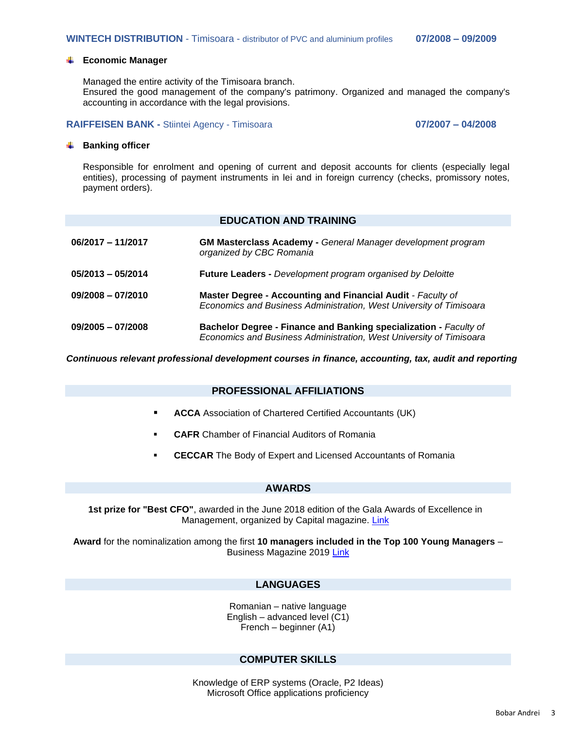**WINTECH DISTRIBUTION** - Timisoara - distributor of PVC and aluminium profiles **07/2008 – 09/2009**

- **Economic Manager**

Managed the entire activity of the Timisoara branch.
Ensured the good management of the company's patrimony. Organized and managed the company's accounting in accordance with the legal provisions.

**RAIFFEISEN BANK -** Stiintei Agency - Timisoara **07/2007 – 04/2008**

- **Banking officer**

Responsible for enrolment and opening of current and deposit accounts for clients (especially legal entities), processing of payment instruments in lei and in foreign currency (checks, promissory notes, payment orders).

## EDUCATION AND TRAINING

| | |
|---|---|
| **06/2017 – 11/2017** | **GM Masterclass Academy -** *General Manager development program organized by CBC Romania* |
| **05/2013 – 05/2014** | **Future Leaders -** *Development program organised by Deloitte* |
| **09/2008 – 07/2010** | **Master Degree - Accounting and Financial Audit** *- Faculty of Economics and Business Administration, West University of Timisoara* |
| **09/2005 – 07/2008** | **Bachelor Degree - Finance and Banking specialization -** *Faculty of Economics and Business Administration, West University of Timisoara* |

***Continuous relevant professional development courses in finance, accounting, tax, audit and reporting***

## PROFESSIONAL AFFILIATIONS

- **ACCA** Association of Chartered Certified Accountants (UK)
- **CAFR** Chamber of Financial Auditors of Romania
- **CECCAR** The Body of Expert and Licensed Accountants of Romania

## AWARDS

**1st prize for "Best CFO"**, awarded in the June 2018 edition of the Gala Awards of Excellence in Management, organized by Capital magazine. Link

**Award** for the nominalization among the first **10 managers included in the Top 100 Young Managers** – Business Magazine 2019 Link

## LANGUAGES

Romanian – native language
English – advanced level (C1)
French – beginner (A1)

## COMPUTER SKILLS

Knowledge of ERP systems (Oracle, P2 Ideas)
Microsoft Office applications proficiency